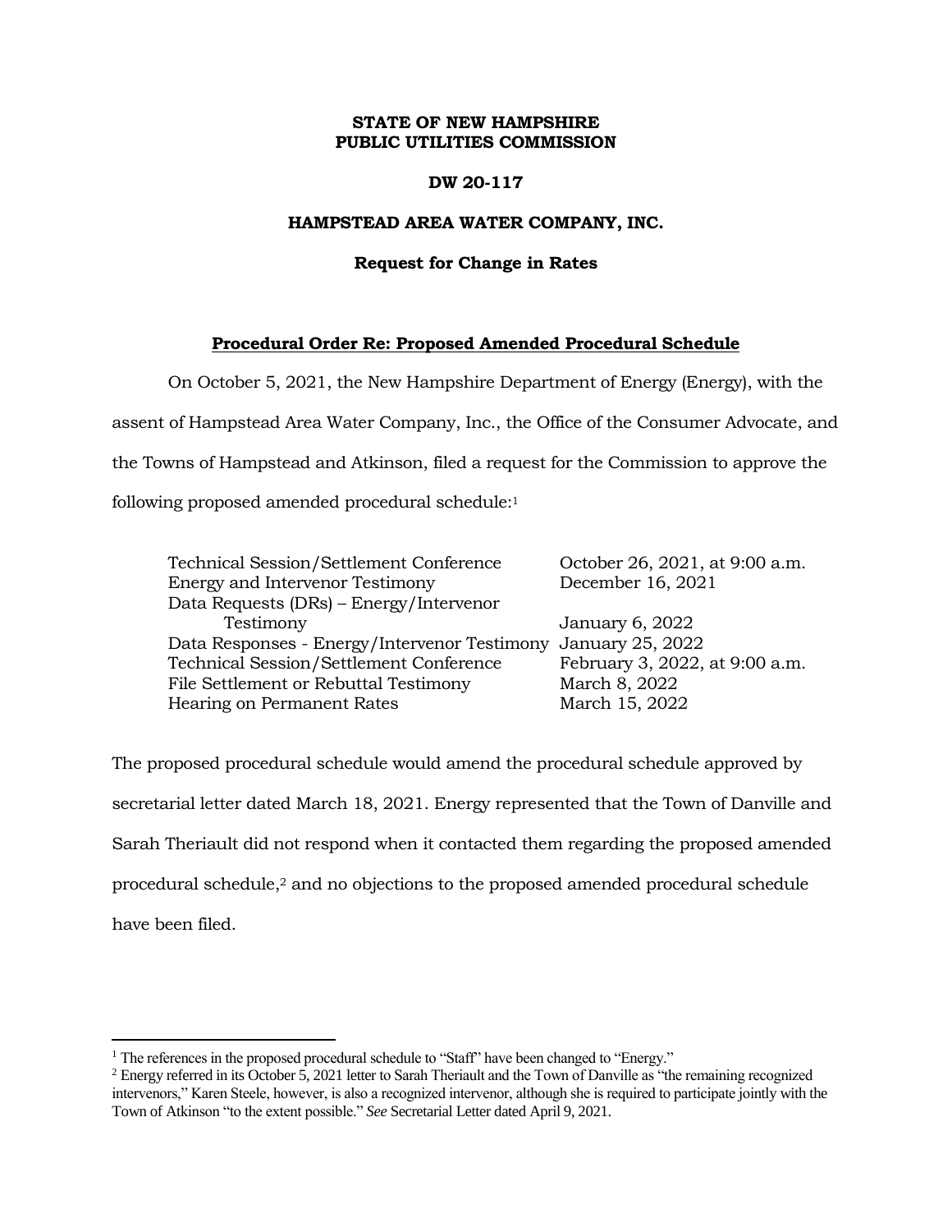**STATE OF NEW HAMPSHIRE**
**PUBLIC UTILITIES COMMISSION**

**DW 20-117**

**HAMPSTEAD AREA WATER COMPANY, INC.**

**Request for Change in Rates**

**Procedural Order Re: Proposed Amended Procedural Schedule**

On October 5, 2021, the New Hampshire Department of Energy (Energy), with the assent of Hampstead Area Water Company, Inc., the Office of the Consumer Advocate, and the Towns of Hampstead and Atkinson, filed a request for the Commission to approve the following proposed amended procedural schedule:[1]

| | |
|---|---|
| Technical Session/Settlement Conference | October 26, 2021, at 9:00 a.m. |
| Energy and Intervenor Testimony | December 16, 2021 |
| Data Requests (DRs) – Energy/Intervenor Testimony | January 6, 2022 |
| Data Responses - Energy/Intervenor Testimony | January 25, 2022 |
| Technical Session/Settlement Conference | February 3, 2022, at 9:00 a.m. |
| File Settlement or Rebuttal Testimony | March 8, 2022 |
| Hearing on Permanent Rates | March 15, 2022 |

The proposed procedural schedule would amend the procedural schedule approved by secretarial letter dated March 18, 2021. Energy represented that the Town of Danville and Sarah Theriault did not respond when it contacted them regarding the proposed amended procedural schedule,[2] and no objections to the proposed amended procedural schedule have been filed.

---

[1] The references in the proposed procedural schedule to "Staff" have been changed to "Energy."

[2] Energy referred in its October 5, 2021 letter to Sarah Theriault and the Town of Danville as "the remaining recognized intervenors," Karen Steele, however, is also a recognized intervenor, although she is required to participate jointly with the Town of Atkinson "to the extent possible." *See* Secretarial Letter dated April 9, 2021.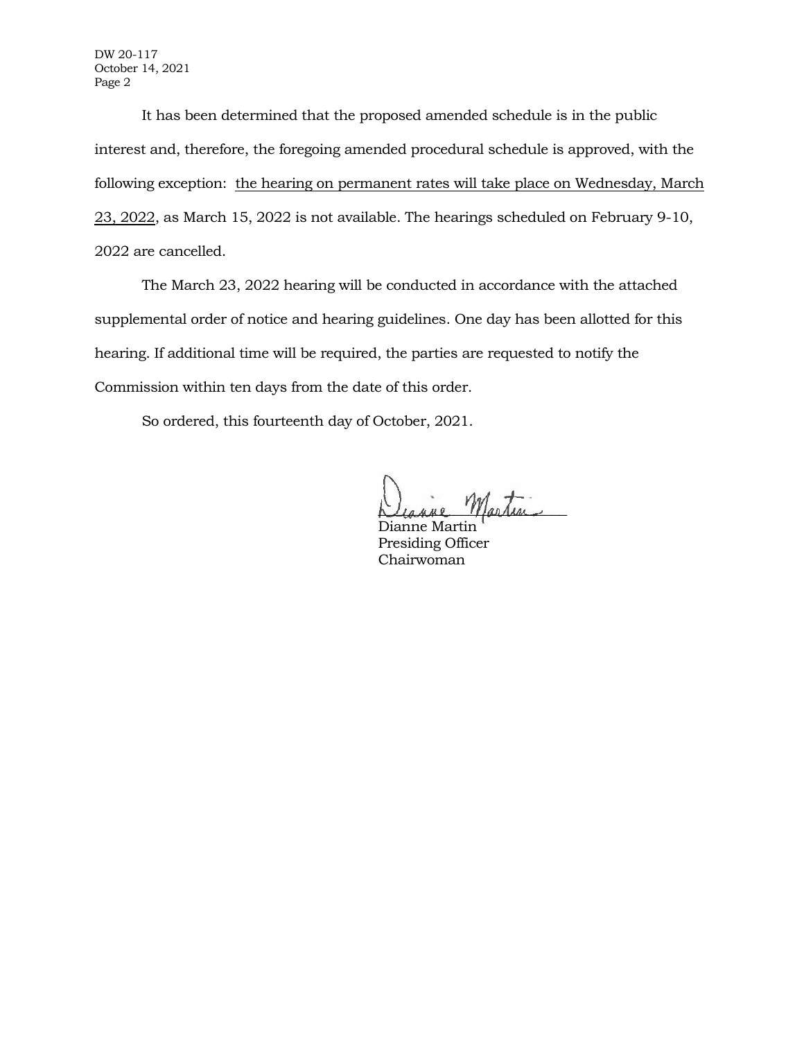It has been determined that the proposed amended schedule is in the public interest and, therefore, the foregoing amended procedural schedule is approved, with the following exception: <u>the hearing on permanent rates will take place on Wednesday, March 23, 2022</u>, as March 15, 2022 is not available. The hearings scheduled on February 9-10, 2022 are cancelled.

The March 23, 2022 hearing will be conducted in accordance with the attached supplemental order of notice and hearing guidelines. One day has been allotted for this hearing. If additional time will be required, the parties are requested to notify the Commission within ten days from the date of this order.

So ordered, this fourteenth day of October, 2021.

Dianne Martin
Presiding Officer
Chairwoman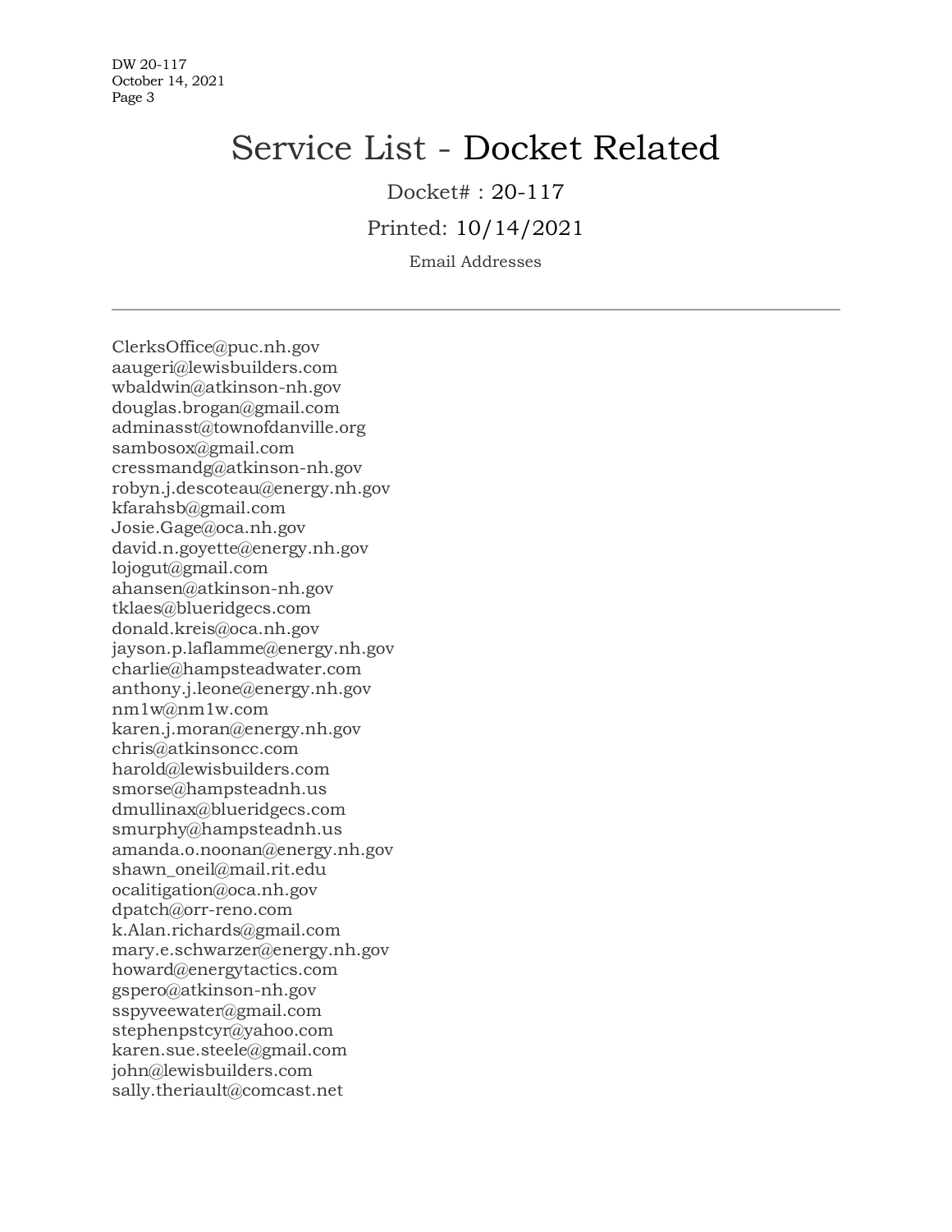# Service List - Docket Related

Docket# : 20-117

Printed: 10/14/2021

Email Addresses

---

ClerksOffice@puc.nh.gov
aaugeri@lewisbuilders.com
wbaldwin@atkinson-nh.gov
douglas.brogan@gmail.com
adminasst@townofdanville.org
sambosox@gmail.com
cressmandg@atkinson-nh.gov
robyn.j.descoteau@energy.nh.gov
kfarahsb@gmail.com
Josie.Gage@oca.nh.gov
david.n.goyette@energy.nh.gov
lojogut@gmail.com
ahansen@atkinson-nh.gov
tklaes@blueridgecs.com
donald.kreis@oca.nh.gov
jayson.p.laflamme@energy.nh.gov
charlie@hampsteadwater.com
anthony.j.leone@energy.nh.gov
nm1w@nm1w.com
karen.j.moran@energy.nh.gov
chris@atkinsoncc.com
harold@lewisbuilders.com
smorse@hampsteadnh.us
dmullinax@blueridgecs.com
smurphy@hampsteadnh.us
amanda.o.noonan@energy.nh.gov
shawn_oneil@mail.rit.edu
ocalitigation@oca.nh.gov
dpatch@orr-reno.com
k.Alan.richards@gmail.com
mary.e.schwarzer@energy.nh.gov
howard@energytactics.com
gspero@atkinson-nh.gov
sspyveewater@gmail.com
stephenpstcyr@yahoo.com
karen.sue.steele@gmail.com
john@lewisbuilders.com
sally.theriault@comcast.net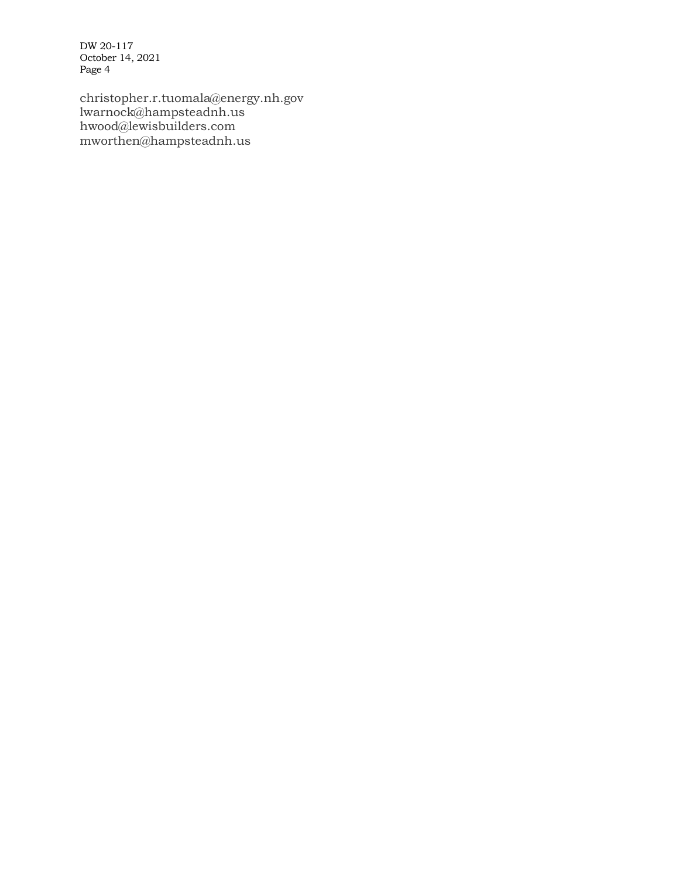christopher.r.tuomala@energy.nh.gov
lwarnock@hampsteadnh.us
hwood@lewisbuilders.com
mworthen@hampsteadnh.us